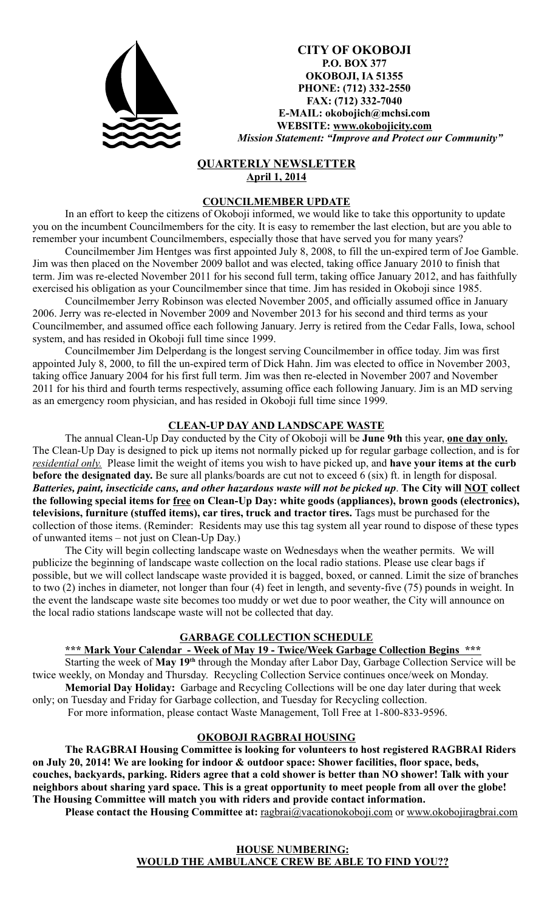# CITY OF OKOBOJI

**P.O. BOX 377**
**OKOBOJI, IA 51355**
**PHONE: (712) 332-2550**
**FAX: (712) 332-7040**
**E-MAIL: okobojich@mchsi.com**
**WEBSITE: www.okobojicity.com**
*Mission Statement: "Improve and Protect our Community"*

## QUARTERLY NEWSLETTER

**April 1, 2014**

### COUNCILMEMBER UPDATE

In an effort to keep the citizens of Okoboji informed, we would like to take this opportunity to update you on the incumbent Councilmembers for the city. It is easy to remember the last election, but are you able to remember your incumbent Councilmembers, especially those that have served you for many years?

Councilmember Jim Hentges was first appointed July 8, 2008, to fill the un-expired term of Joe Gamble. Jim was then placed on the November 2009 ballot and was elected, taking office January 2010 to finish that term. Jim was re-elected November 2011 for his second full term, taking office January 2012, and has faithfully exercised his obligation as your Councilmember since that time. Jim has resided in Okoboji since 1985.

Councilmember Jerry Robinson was elected November 2005, and officially assumed office in January 2006. Jerry was re-elected in November 2009 and November 2013 for his second and third terms as your Councilmember, and assumed office each following January. Jerry is retired from the Cedar Falls, Iowa, school system, and has resided in Okoboji full time since 1999.

Councilmember Jim Delperdang is the longest serving Councilmember in office today. Jim was first appointed July 8, 2000, to fill the un-expired term of Dick Hahn. Jim was elected to office in November 2003, taking office January 2004 for his first full term. Jim was then re-elected in November 2007 and November 2011 for his third and fourth terms respectively, assuming office each following January. Jim is an MD serving as an emergency room physician, and has resided in Okoboji full time since 1999.

### CLEAN-UP DAY AND LANDSCAPE WASTE

The annual Clean-Up Day conducted by the City of Okoboji will be **June 9th** this year, **one day only.** The Clean-Up Day is designed to pick up items not normally picked up for regular garbage collection, and is for ***residential only.*** Please limit the weight of items you wish to have picked up, and **have your items at the curb before the designated day.** Be sure all planks/boards are cut not to exceed 6 (six) ft. in length for disposal. ***Batteries, paint, insecticide cans, and other hazardous waste will not be picked up*.** **The City will NOT collect the following special items for free on Clean-Up Day: white goods (appliances), brown goods (electronics), televisions, furniture (stuffed items), car tires, truck and tractor tires.** Tags must be purchased for the collection of those items. (Reminder: Residents may use this tag system all year round to dispose of these types of unwanted items – not just on Clean-Up Day.)

The City will begin collecting landscape waste on Wednesdays when the weather permits. We will publicize the beginning of landscape waste collection on the local radio stations. Please use clear bags if possible, but we will collect landscape waste provided it is bagged, boxed, or canned. Limit the size of branches to two (2) inches in diameter, not longer than four (4) feet in length, and seventy-five (75) pounds in weight. In the event the landscape waste site becomes too muddy or wet due to poor weather, the City will announce on the local radio stations landscape waste will not be collected that day.

### GARBAGE COLLECTION SCHEDULE

**\*\*\* Mark Your Calendar - Week of May 19 - Twice/Week Garbage Collection Begins \*\*\***

Starting the week of **May 19th** through the Monday after Labor Day, Garbage Collection Service will be twice weekly, on Monday and Thursday. Recycling Collection Service continues once/week on Monday.

**Memorial Day Holiday:** Garbage and Recycling Collections will be one day later during that week only; on Tuesday and Friday for Garbage collection, and Tuesday for Recycling collection.

For more information, please contact Waste Management, Toll Free at 1-800-833-9596.

### OKOBOJI RAGBRAI HOUSING

**The RAGBRAI Housing Committee is looking for volunteers to host registered RAGBRAI Riders on July 20, 2014! We are looking for indoor & outdoor space: Shower facilities, floor space, beds, couches, backyards, parking. Riders agree that a cold shower is better than NO shower! Talk with your neighbors about sharing yard space. This is a great opportunity to meet people from all over the globe! The Housing Committee will match you with riders and provide contact information.**

**Please contact the Housing Committee at:** ragbrai@vacationokoboji.com or www.okobojiragbrai.com

### HOUSE NUMBERING: WOULD THE AMBULANCE CREW BE ABLE TO FIND YOU??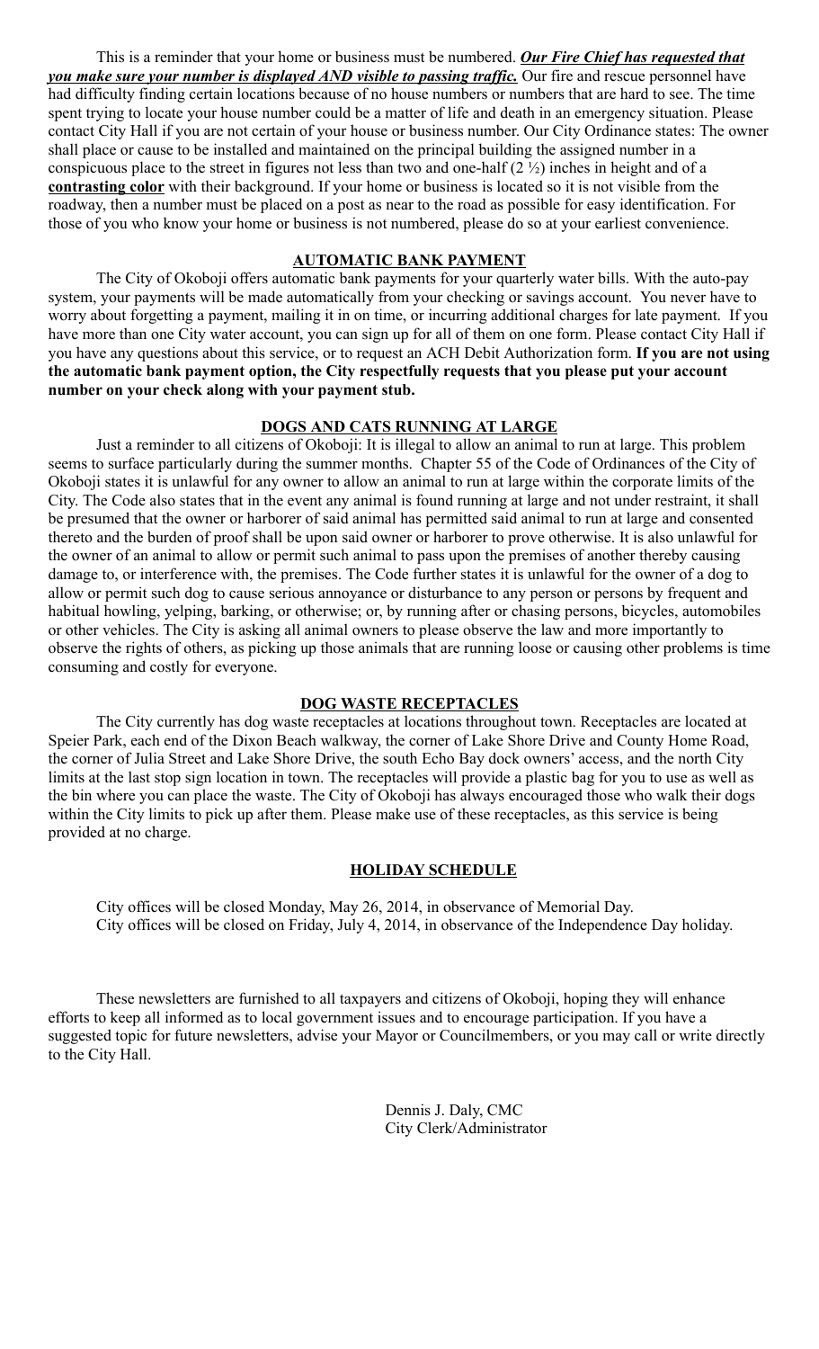This is a reminder that your home or business must be numbered. ***Our Fire Chief has requested that you make sure your number is displayed AND visible to passing traffic.*** Our fire and rescue personnel have had difficulty finding certain locations because of no house numbers or numbers that are hard to see. The time spent trying to locate your house number could be a matter of life and death in an emergency situation. Please contact City Hall if you are not certain of your house or business number. Our City Ordinance states: The owner shall place or cause to be installed and maintained on the principal building the assigned number in a conspicuous place to the street in figures not less than two and one-half (2 ½) inches in height and of a **contrasting color** with their background. If your home or business is located so it is not visible from the roadway, then a number must be placed on a post as near to the road as possible for easy identification. For those of you who know your home or business is not numbered, please do so at your earliest convenience.

## AUTOMATIC BANK PAYMENT

The City of Okoboji offers automatic bank payments for your quarterly water bills. With the auto-pay system, your payments will be made automatically from your checking or savings account. You never have to worry about forgetting a payment, mailing it in on time, or incurring additional charges for late payment. If you have more than one City water account, you can sign up for all of them on one form. Please contact City Hall if you have any questions about this service, or to request an ACH Debit Authorization form. **If you are not using the automatic bank payment option, the City respectfully requests that you please put your account number on your check along with your payment stub.**

## DOGS AND CATS RUNNING AT LARGE

Just a reminder to all citizens of Okoboji: It is illegal to allow an animal to run at large. This problem seems to surface particularly during the summer months. Chapter 55 of the Code of Ordinances of the City of Okoboji states it is unlawful for any owner to allow an animal to run at large within the corporate limits of the City. The Code also states that in the event any animal is found running at large and not under restraint, it shall be presumed that the owner or harborer of said animal has permitted said animal to run at large and consented thereto and the burden of proof shall be upon said owner or harborer to prove otherwise. It is also unlawful for the owner of an animal to allow or permit such animal to pass upon the premises of another thereby causing damage to, or interference with, the premises. The Code further states it is unlawful for the owner of a dog to allow or permit such dog to cause serious annoyance or disturbance to any person or persons by frequent and habitual howling, yelping, barking, or otherwise; or, by running after or chasing persons, bicycles, automobiles or other vehicles. The City is asking all animal owners to please observe the law and more importantly to observe the rights of others, as picking up those animals that are running loose or causing other problems is time consuming and costly for everyone.

## DOG WASTE RECEPTACLES

The City currently has dog waste receptacles at locations throughout town. Receptacles are located at Speier Park, each end of the Dixon Beach walkway, the corner of Lake Shore Drive and County Home Road, the corner of Julia Street and Lake Shore Drive, the south Echo Bay dock owners' access, and the north City limits at the last stop sign location in town. The receptacles will provide a plastic bag for you to use as well as the bin where you can place the waste. The City of Okoboji has always encouraged those who walk their dogs within the City limits to pick up after them. Please make use of these receptacles, as this service is being provided at no charge.

## HOLIDAY SCHEDULE

City offices will be closed Monday, May 26, 2014, in observance of Memorial Day.
City offices will be closed on Friday, July 4, 2014, in observance of the Independence Day holiday.

These newsletters are furnished to all taxpayers and citizens of Okoboji, hoping they will enhance efforts to keep all informed as to local government issues and to encourage participation. If you have a suggested topic for future newsletters, advise your Mayor or Councilmembers, or you may call or write directly to the City Hall.

Dennis J. Daly, CMC
City Clerk/Administrator